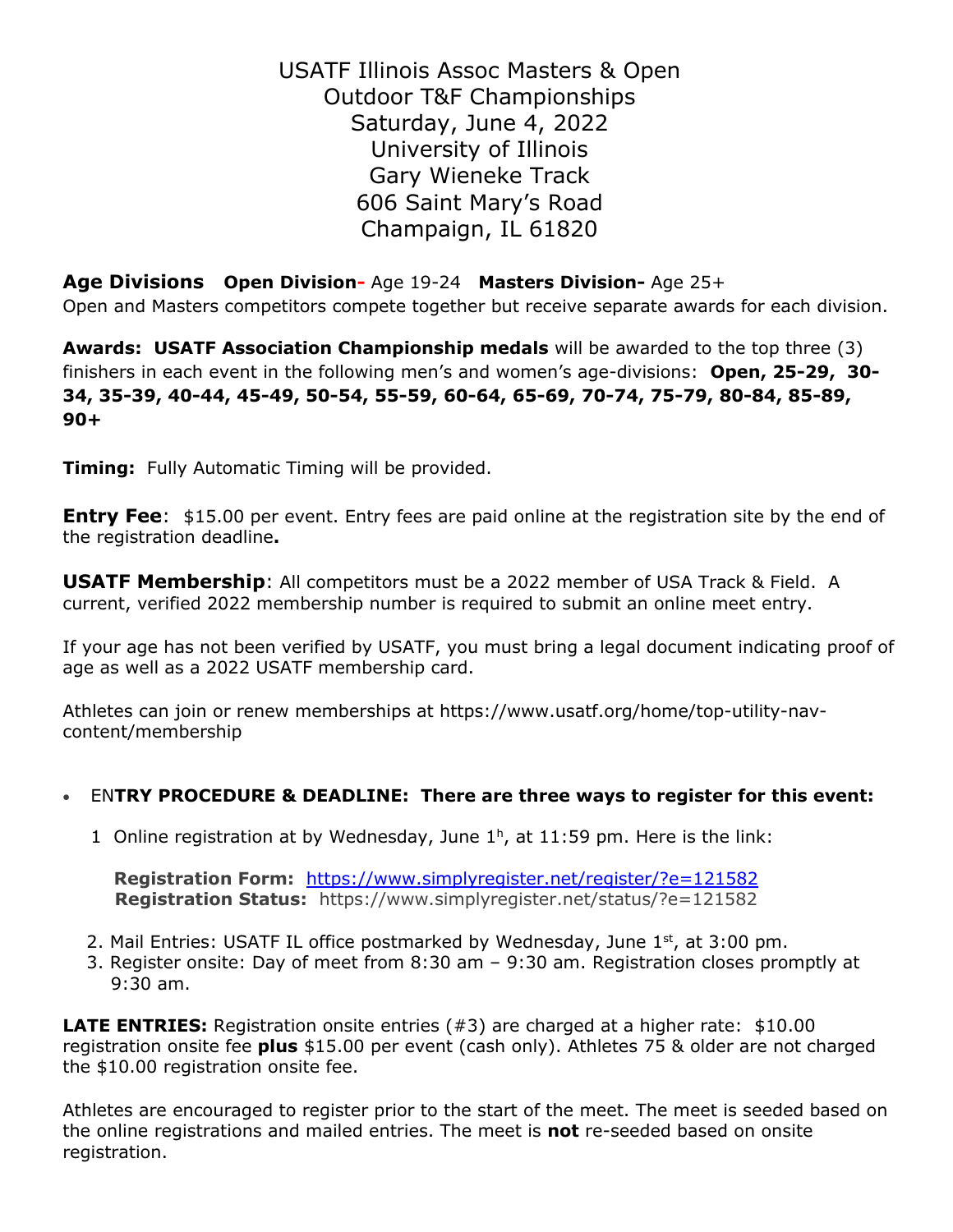# USATF Illinois Assoc Masters & Open Outdoor T&F Championships
## Saturday, June 4, 2022
## University of Illinois
## Gary Wieneke Track
## 606 Saint Mary's Road
## Champaign, IL 61820

**Age Divisions** **Open Division-** Age 19-24 **Masters Division-** Age 25+
Open and Masters competitors compete together but receive separate awards for each division.

**Awards: USATF Association Championship medals** will be awarded to the top three (3) finishers in each event in the following men's and women's age-divisions: **Open, 25-29, 30-34, 35-39, 40-44, 45-49, 50-54, 55-59, 60-64, 65-69, 70-74, 75-79, 80-84, 85-89, 90+**

**Timing:** Fully Automatic Timing will be provided.

**Entry Fee**: $15.00 per event. Entry fees are paid online at the registration site by the end of the registration deadline**.**

**USATF Membership**: All competitors must be a 2022 member of USA Track & Field. A current, verified 2022 membership number is required to submit an online meet entry.

If your age has not been verified by USATF, you must bring a legal document indicating proof of age as well as a 2022 USATF membership card.

Athletes can join or renew memberships at https://www.usatf.org/home/top-utility-nav-content/membership

- EN**TRY PROCEDURE & DEADLINE: There are three ways to register for this event:**

1. Online registration at by Wednesday, June 1h, at 11:59 pm. Here is the link:

   **Registration Form:** https://www.simplyregister.net/register/?e=121582
   **Registration Status:** https://www.simplyregister.net/status/?e=121582

2. Mail Entries: USATF IL office postmarked by Wednesday, June 1st, at 3:00 pm.
3. Register onsite: Day of meet from 8:30 am – 9:30 am. Registration closes promptly at 9:30 am.

**LATE ENTRIES:** Registration onsite entries (#3) are charged at a higher rate: $10.00 registration onsite fee **plus** $15.00 per event (cash only). Athletes 75 & older are not charged the $10.00 registration onsite fee.

Athletes are encouraged to register prior to the start of the meet. The meet is seeded based on the online registrations and mailed entries. The meet is **not** re-seeded based on onsite registration.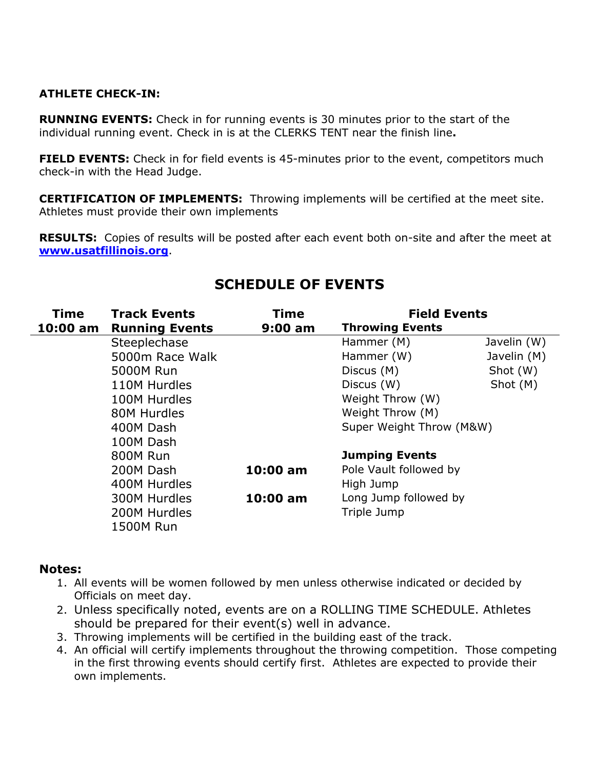**ATHLETE CHECK-IN:**

**RUNNING EVENTS:** Check in for running events is 30 minutes prior to the start of the individual running event. Check in is at the CLERKS TENT near the finish line**.**

**FIELD EVENTS:** Check in for field events is 45-minutes prior to the event, competitors much check-in with the Head Judge.

**CERTIFICATION OF IMPLEMENTS:** Throwing implements will be certified at the meet site. Athletes must provide their own implements

**RESULTS:** Copies of results will be posted after each event both on-site and after the meet at **www.usatfillinois.org**.

## SCHEDULE OF EVENTS

| Time | Track Events | Time | Field Events | |
|---|---|---|---|---|
| **10:00 am** | **Running Events** | **9:00 am** | **Throwing Events** | |
| | Steeplechase | | Hammer (M) | Javelin (W) |
| | 5000m Race Walk | | Hammer (W) | Javelin (M) |
| | 5000M Run | | Discus (M) | Shot (W) |
| | 110M Hurdles | | Discus (W) | Shot (M) |
| | 100M Hurdles | | Weight Throw (W) | |
| | 80M Hurdles | | Weight Throw (M) | |
| | 400M Dash | | Super Weight Throw (M&W) | |
| | 100M Dash | | | |
| | 800M Run | | **Jumping Events** | |
| | 200M Dash | **10:00 am** | Pole Vault followed by | |
| | 400M Hurdles | | High Jump | |
| | 300M Hurdles | **10:00 am** | Long Jump followed by | |
| | 200M Hurdles | | Triple Jump | |
| | 1500M Run | | | |

**Notes:**

1. All events will be women followed by men unless otherwise indicated or decided by Officials on meet day.
2. Unless specifically noted, events are on a ROLLING TIME SCHEDULE. Athletes should be prepared for their event(s) well in advance.
3. Throwing implements will be certified in the building east of the track.
4. An official will certify implements throughout the throwing competition. Those competing in the first throwing events should certify first. Athletes are expected to provide their own implements.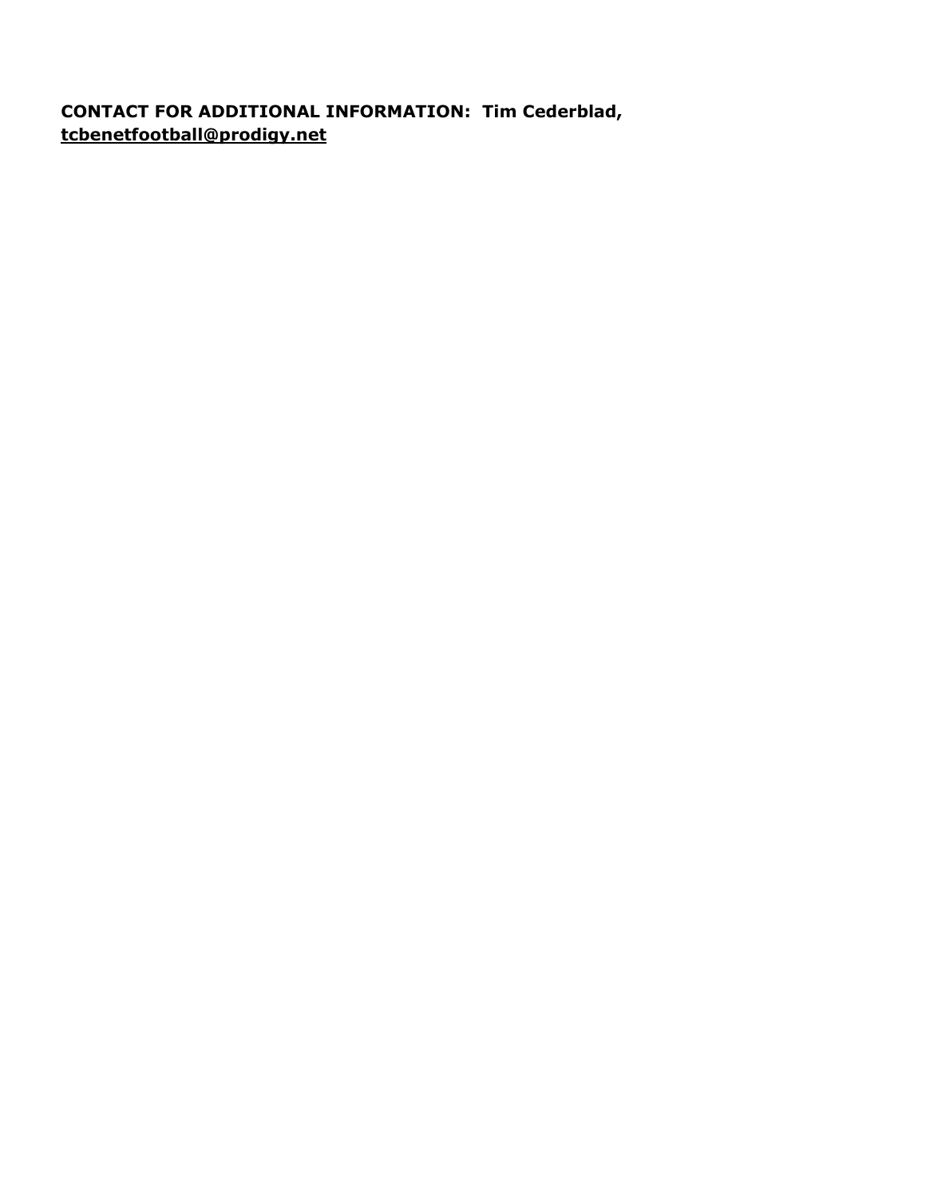**CONTACT FOR ADDITIONAL INFORMATION: Tim Cederblad, tcbenetfootball@prodigy.net**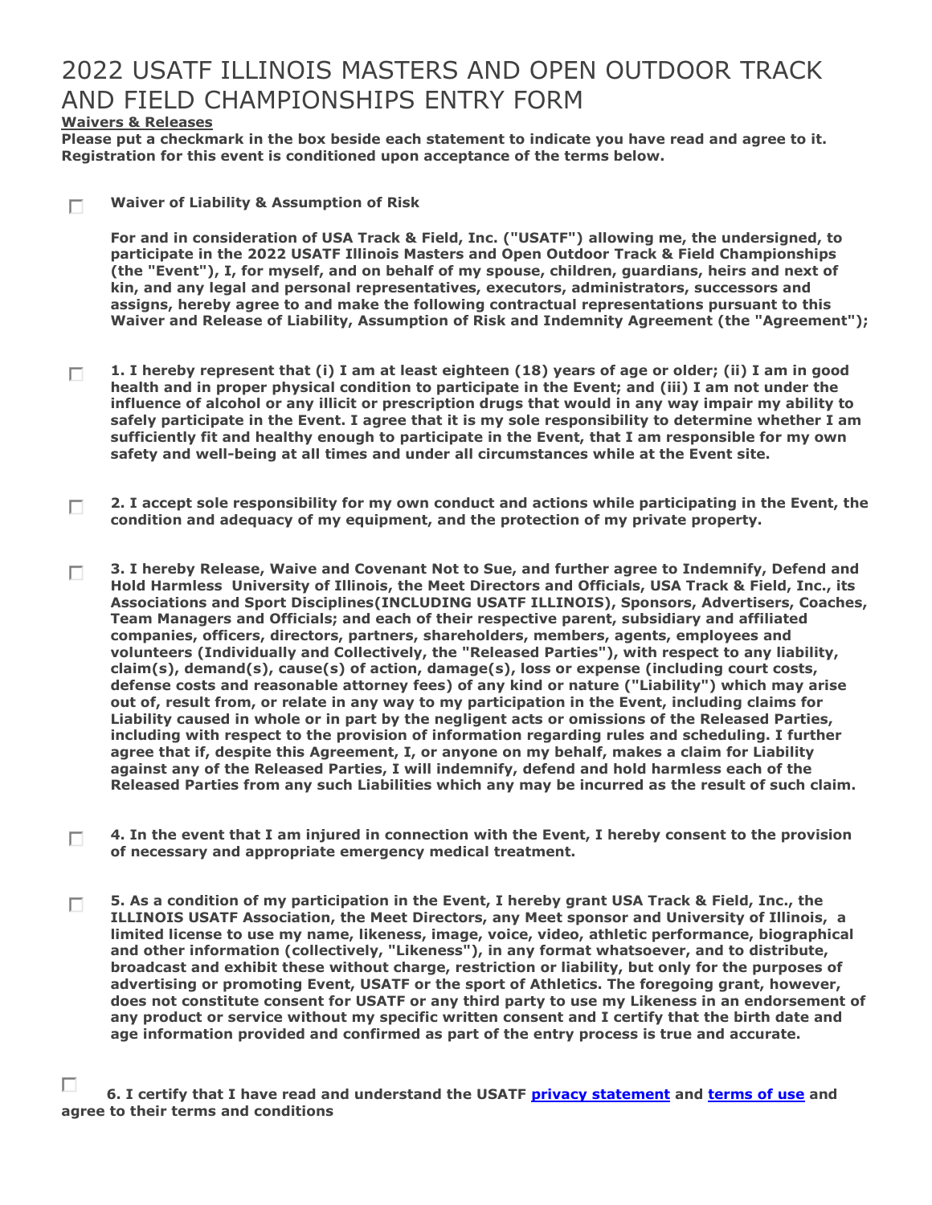# 2022 USATF ILLINOIS MASTERS AND OPEN OUTDOOR TRACK AND FIELD CHAMPIONSHIPS ENTRY FORM

**Waivers & Releases**

**Please put a checkmark in the box beside each statement to indicate you have read and agree to it. Registration for this event is conditioned upon acceptance of the terms below.**

☐ **Waiver of Liability & Assumption of Risk**

**For and in consideration of USA Track & Field, Inc. ("USATF") allowing me, the undersigned, to participate in the 2022 USATF Illinois Masters and Open Outdoor Track & Field Championships (the "Event"), I, for myself, and on behalf of my spouse, children, guardians, heirs and next of kin, and any legal and personal representatives, executors, administrators, successors and assigns, hereby agree to and make the following contractual representations pursuant to this Waiver and Release of Liability, Assumption of Risk and Indemnity Agreement (the "Agreement");**

☐ **1. I hereby represent that (i) I am at least eighteen (18) years of age or older; (ii) I am in good health and in proper physical condition to participate in the Event; and (iii) I am not under the influence of alcohol or any illicit or prescription drugs that would in any way impair my ability to safely participate in the Event. I agree that it is my sole responsibility to determine whether I am sufficiently fit and healthy enough to participate in the Event, that I am responsible for my own safety and well-being at all times and under all circumstances while at the Event site.**

☐ **2. I accept sole responsibility for my own conduct and actions while participating in the Event, the condition and adequacy of my equipment, and the protection of my private property.**

☐ **3. I hereby Release, Waive and Covenant Not to Sue, and further agree to Indemnify, Defend and Hold Harmless University of Illinois, the Meet Directors and Officials, USA Track & Field, Inc., its Associations and Sport Disciplines(INCLUDING USATF ILLINOIS), Sponsors, Advertisers, Coaches, Team Managers and Officials; and each of their respective parent, subsidiary and affiliated companies, officers, directors, partners, shareholders, members, agents, employees and volunteers (Individually and Collectively, the "Released Parties"), with respect to any liability, claim(s), demand(s), cause(s) of action, damage(s), loss or expense (including court costs, defense costs and reasonable attorney fees) of any kind or nature ("Liability") which may arise out of, result from, or relate in any way to my participation in the Event, including claims for Liability caused in whole or in part by the negligent acts or omissions of the Released Parties, including with respect to the provision of information regarding rules and scheduling. I further agree that if, despite this Agreement, I, or anyone on my behalf, makes a claim for Liability against any of the Released Parties, I will indemnify, defend and hold harmless each of the Released Parties from any such Liabilities which any may be incurred as the result of such claim.**

☐ **4. In the event that I am injured in connection with the Event, I hereby consent to the provision of necessary and appropriate emergency medical treatment.**

☐ **5. As a condition of my participation in the Event, I hereby grant USA Track & Field, Inc., the ILLINOIS USATF Association, the Meet Directors, any Meet sponsor and University of Illinois, a limited license to use my name, likeness, image, voice, video, athletic performance, biographical and other information (collectively, "Likeness"), in any format whatsoever, and to distribute, broadcast and exhibit these without charge, restriction or liability, but only for the purposes of advertising or promoting Event, USATF or the sport of Athletics. The foregoing grant, however, does not constitute consent for USATF or any third party to use my Likeness in an endorsement of any product or service without my specific written consent and I certify that the birth date and age information provided and confirmed as part of the entry process is true and accurate.**

☐ **6. I certify that I have read and understand the USATF privacy statement and terms of use and agree to their terms and conditions**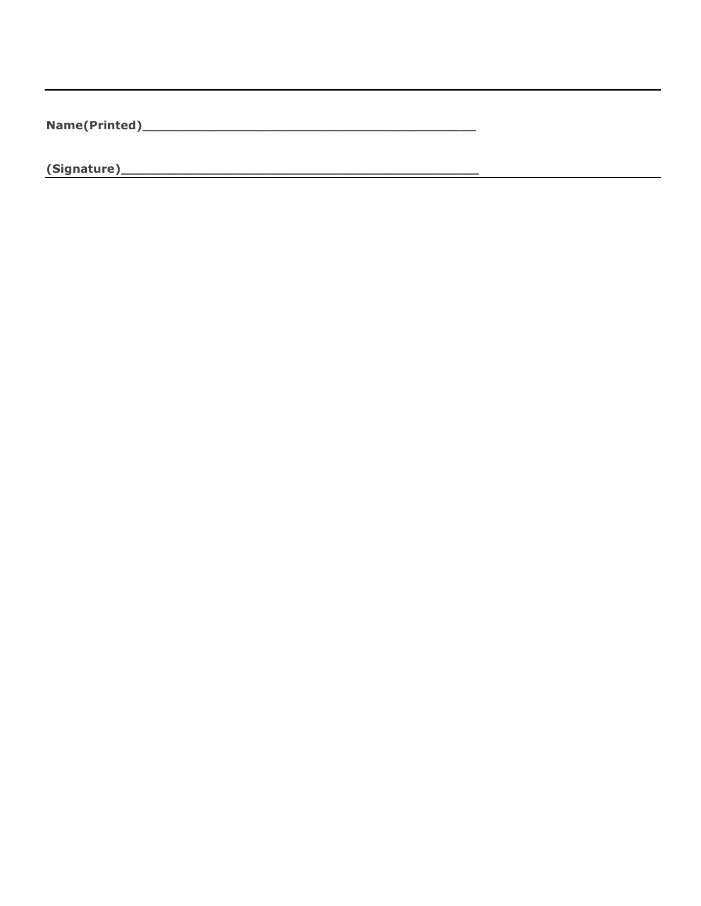---

**Name(Printed)__________________________________________**

**(Signature)____________________________________________**

---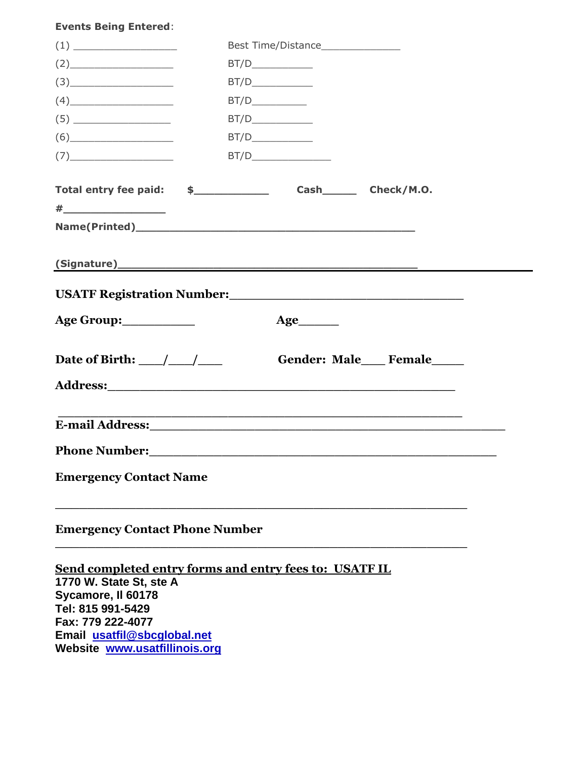**Events Being Entered**:

(1) __________________ Best Time/Distance_____________

(2)__________________ BT/D___________

(3)__________________ BT/D___________

(4)__________________ BT/D__________

(5) _________________ BT/D___________

(6)__________________ BT/D___________

(7)__________________ BT/D_____________

**Total entry fee paid: $___________ Cash_____ Check/M.O. #_______________**

**Name(Printed)________________________________________**

**(Signature)__________________________________________**

---

**USATF Registration Number:_______________________________**

**Age Group:__________ Age______**

**Date of Birth: ___/___/___ Gender: Male___ Female_____**

**Address:__________________________________________________**

**__________________________________________________________**

**E-mail Address:___________________________________________**

**Phone Number:____________________________________________**

**Emergency Contact Name**

**__________________________________________________________**

**Emergency Contact Phone Number**

**__________________________________________________________**

**<u>Send completed entry forms and entry fees to: USATF IL</u>**
**1770 W. State St, ste A**
**Sycamore, Il 60178**
**Tel: 815 991-5429**
**Fax: 779 222-4077**
**Email [usatfil@sbcglobal.net](mailto:usatfil@sbcglobal.net)**
**Website [www.usatfillinois.org](http://www.usatfillinois.org)**